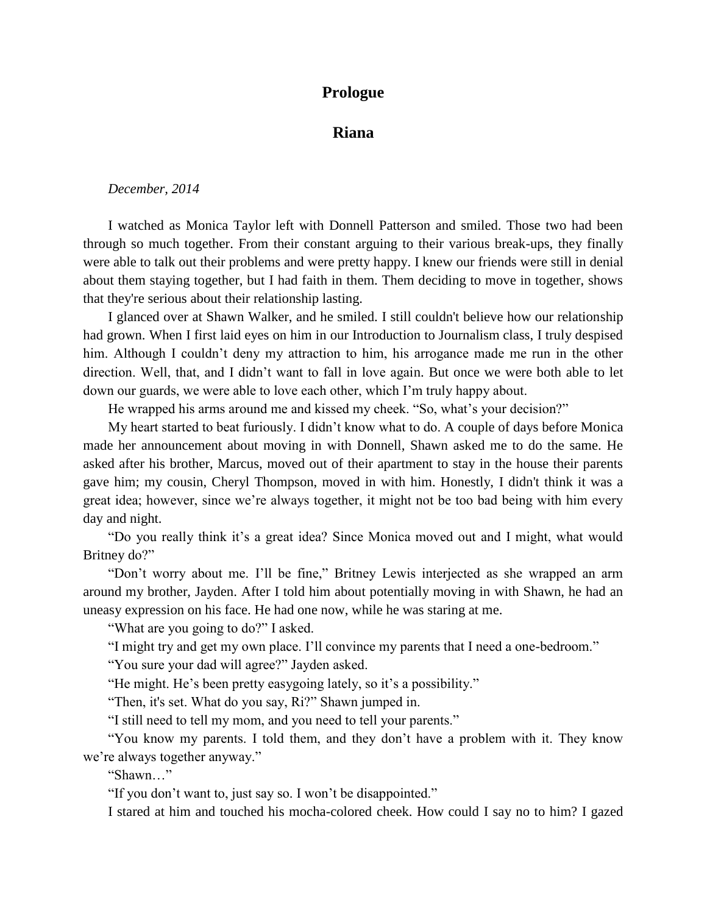# Prologue

## Riana

*December, 2014*

I watched as Monica Taylor left with Donnell Patterson and smiled. Those two had been through so much together. From their constant arguing to their various break-ups, they finally were able to talk out their problems and were pretty happy. I knew our friends were still in denial about them staying together, but I had faith in them. Them deciding to move in together, shows that they're serious about their relationship lasting.

I glanced over at Shawn Walker, and he smiled. I still couldn't believe how our relationship had grown. When I first laid eyes on him in our Introduction to Journalism class, I truly despised him. Although I couldn't deny my attraction to him, his arrogance made me run in the other direction. Well, that, and I didn't want to fall in love again. But once we were both able to let down our guards, we were able to love each other, which I'm truly happy about.

He wrapped his arms around me and kissed my cheek. "So, what's your decision?"

My heart started to beat furiously. I didn't know what to do. A couple of days before Monica made her announcement about moving in with Donnell, Shawn asked me to do the same. He asked after his brother, Marcus, moved out of their apartment to stay in the house their parents gave him; my cousin, Cheryl Thompson, moved in with him. Honestly, I didn't think it was a great idea; however, since we're always together, it might not be too bad being with him every day and night.

"Do you really think it's a great idea? Since Monica moved out and I might, what would Britney do?"

"Don't worry about me. I'll be fine," Britney Lewis interjected as she wrapped an arm around my brother, Jayden. After I told him about potentially moving in with Shawn, he had an uneasy expression on his face. He had one now, while he was staring at me.

"What are you going to do?" I asked.

"I might try and get my own place. I'll convince my parents that I need a one-bedroom."

"You sure your dad will agree?" Jayden asked.

"He might. He's been pretty easygoing lately, so it's a possibility."

"Then, it's set. What do you say, Ri?" Shawn jumped in.

"I still need to tell my mom, and you need to tell your parents."

"You know my parents. I told them, and they don't have a problem with it. They know we're always together anyway."

"Shawn…"

"If you don't want to, just say so. I won't be disappointed."

I stared at him and touched his mocha-colored cheek. How could I say no to him? I gazed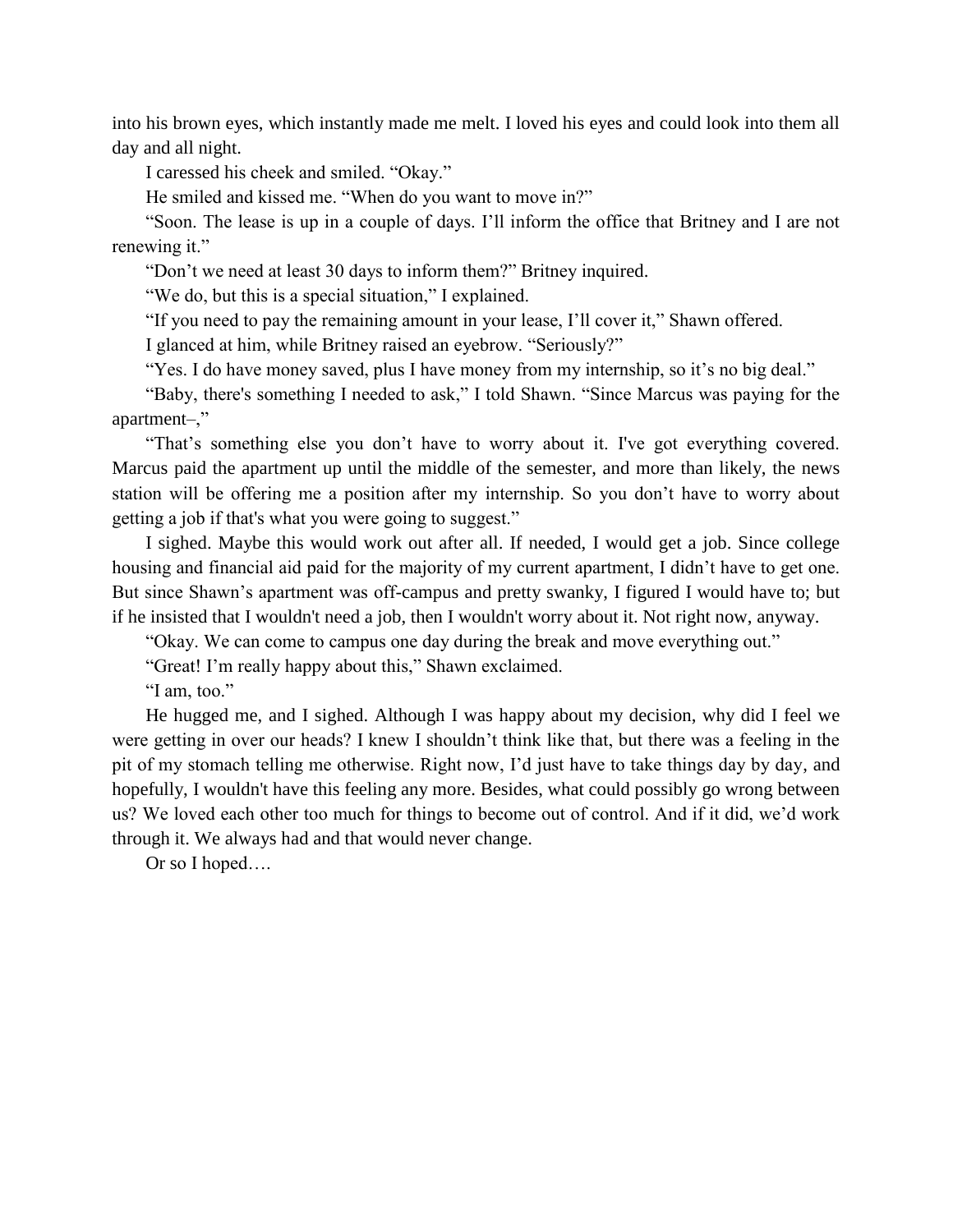into his brown eyes, which instantly made me melt. I loved his eyes and could look into them all day and all night.

I caressed his cheek and smiled. "Okay."

He smiled and kissed me. "When do you want to move in?"

"Soon. The lease is up in a couple of days. I'll inform the office that Britney and I are not renewing it."

"Don't we need at least 30 days to inform them?" Britney inquired.

"We do, but this is a special situation," I explained.

"If you need to pay the remaining amount in your lease, I'll cover it," Shawn offered.

I glanced at him, while Britney raised an eyebrow. "Seriously?"

"Yes. I do have money saved, plus I have money from my internship, so it's no big deal."

"Baby, there's something I needed to ask," I told Shawn. "Since Marcus was paying for the apartment–,"

"That's something else you don't have to worry about it. I've got everything covered. Marcus paid the apartment up until the middle of the semester, and more than likely, the news station will be offering me a position after my internship. So you don't have to worry about getting a job if that's what you were going to suggest."

I sighed. Maybe this would work out after all. If needed, I would get a job. Since college housing and financial aid paid for the majority of my current apartment, I didn't have to get one. But since Shawn's apartment was off-campus and pretty swanky, I figured I would have to; but if he insisted that I wouldn't need a job, then I wouldn't worry about it. Not right now, anyway.

"Okay. We can come to campus one day during the break and move everything out."

"Great! I'm really happy about this," Shawn exclaimed.

"I am, too."

He hugged me, and I sighed. Although I was happy about my decision, why did I feel we were getting in over our heads? I knew I shouldn't think like that, but there was a feeling in the pit of my stomach telling me otherwise. Right now, I'd just have to take things day by day, and hopefully, I wouldn't have this feeling any more. Besides, what could possibly go wrong between us? We loved each other too much for things to become out of control. And if it did, we'd work through it. We always had and that would never change.

Or so I hoped….